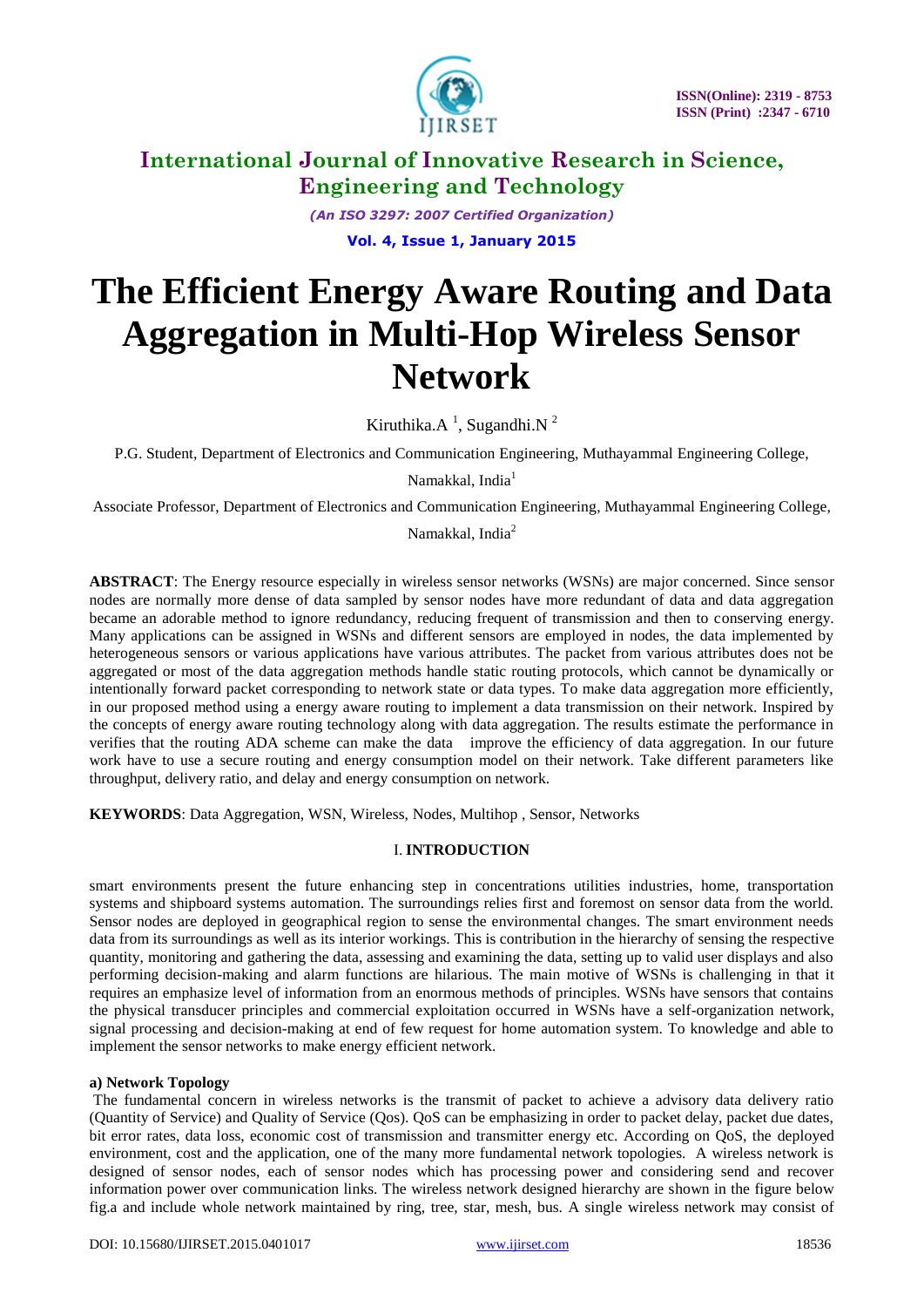# The Efficient Energy Aware Routing and Data Aggregation in Multi-Hop Wireless Sensor Network

Kiruthika.A [1], Sugandhi.N [2]

P.G. Student, Department of Electronics and Communication Engineering, Muthayammal Engineering College, Namakkal, India[1]

Associate Professor, Department of Electronics and Communication Engineering, Muthayammal Engineering College, Namakkal, India[2]

**ABSTRACT**: The Energy resource especially in wireless sensor networks (WSNs) are major concerned. Since sensor nodes are normally more dense of data sampled by sensor nodes have more redundant of data and data aggregation became an adorable method to ignore redundancy, reducing frequent of transmission and then to conserving energy. Many applications can be assigned in WSNs and different sensors are employed in nodes, the data implemented by heterogeneous sensors or various applications have various attributes. The packet from various attributes does not be aggregated or most of the data aggregation methods handle static routing protocols, which cannot be dynamically or intentionally forward packet corresponding to network state or data types. To make data aggregation more efficiently, in our proposed method using a energy aware routing to implement a data transmission on their network. Inspired by the concepts of energy aware routing technology along with data aggregation. The results estimate the performance in verifies that the routing ADA scheme can make the data improve the efficiency of data aggregation. In our future work have to use a secure routing and energy consumption model on their network. Take different parameters like throughput, delivery ratio, and delay and energy consumption on network.

**KEYWORDS**: Data Aggregation, WSN, Wireless, Nodes, Multihop , Sensor, Networks

## I. INTRODUCTION

smart environments present the future enhancing step in concentrations utilities industries, home, transportation systems and shipboard systems automation. The surroundings relies first and foremost on sensor data from the world. Sensor nodes are deployed in geographical region to sense the environmental changes. The smart environment needs data from its surroundings as well as its interior workings. This is contribution in the hierarchy of sensing the respective quantity, monitoring and gathering the data, assessing and examining the data, setting up to valid user displays and also performing decision-making and alarm functions are hilarious. The main motive of WSNs is challenging in that it requires an emphasize level of information from an enormous methods of principles. WSNs have sensors that contains the physical transducer principles and commercial exploitation occurred in WSNs have a self-organization network, signal processing and decision-making at end of few request for home automation system. To knowledge and able to implement the sensor networks to make energy efficient network.

### a) Network Topology

The fundamental concern in wireless networks is the transmit of packet to achieve a advisory data delivery ratio (Quantity of Service) and Quality of Service (Qos). QoS can be emphasizing in order to packet delay, packet due dates, bit error rates, data loss, economic cost of transmission and transmitter energy etc. According on QoS, the deployed environment, cost and the application, one of the many more fundamental network topologies. A wireless network is designed of sensor nodes, each of sensor nodes which has processing power and considering send and recover information power over communication links. The wireless network designed hierarchy are shown in the figure below fig.a and include whole network maintained by ring, tree, star, mesh, bus. A single wireless network may consist of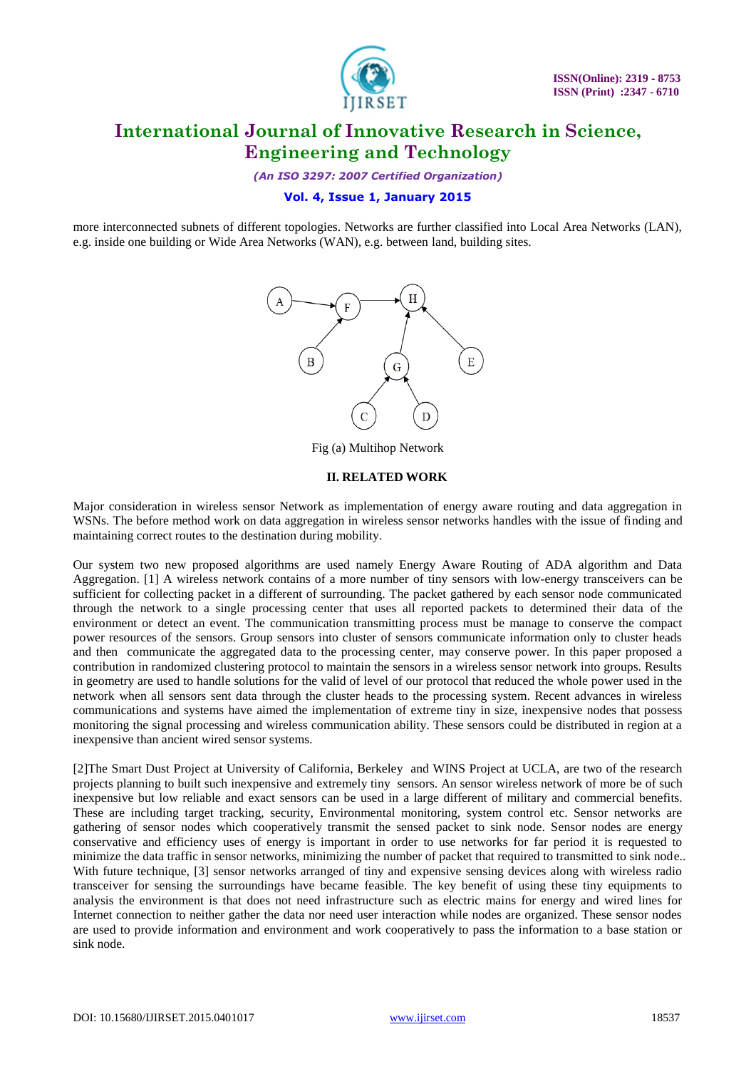more interconnected subnets of different topologies. Networks are further classified into Local Area Networks (LAN), e.g. inside one building or Wide Area Networks (WAN), e.g. between land, building sites.

Fig (a) Multihop Network

## II. RELATED WORK

Major consideration in wireless sensor Network as implementation of energy aware routing and data aggregation in WSNs. The before method work on data aggregation in wireless sensor networks handles with the issue of finding and maintaining correct routes to the destination during mobility.

Our system two new proposed algorithms are used namely Energy Aware Routing of ADA algorithm and Data Aggregation. [1] A wireless network contains of a more number of tiny sensors with low-energy transceivers can be sufficient for collecting packet in a different of surrounding. The packet gathered by each sensor node communicated through the network to a single processing center that uses all reported packets to determined their data of the environment or detect an event. The communication transmitting process must be manage to conserve the compact power resources of the sensors. Group sensors into cluster of sensors communicate information only to cluster heads and then communicate the aggregated data to the processing center, may conserve power. In this paper proposed a contribution in randomized clustering protocol to maintain the sensors in a wireless sensor network into groups. Results in geometry are used to handle solutions for the valid of level of our protocol that reduced the whole power used in the network when all sensors sent data through the cluster heads to the processing system. Recent advances in wireless communications and systems have aimed the implementation of extreme tiny in size, inexpensive nodes that possess monitoring the signal processing and wireless communication ability. These sensors could be distributed in region at a inexpensive than ancient wired sensor systems.

[2]The Smart Dust Project at University of California, Berkeley and WINS Project at UCLA, are two of the research projects planning to built such inexpensive and extremely tiny sensors. An sensor wireless network of more be of such inexpensive but low reliable and exact sensors can be used in a large different of military and commercial benefits. These are including target tracking, security, Environmental monitoring, system control etc. Sensor networks are gathering of sensor nodes which cooperatively transmit the sensed packet to sink node. Sensor nodes are energy conservative and efficiency uses of energy is important in order to use networks for far period it is requested to minimize the data traffic in sensor networks, minimizing the number of packet that required to transmitted to sink node.. With future technique, [3] sensor networks arranged of tiny and expensive sensing devices along with wireless radio transceiver for sensing the surroundings have became feasible. The key benefit of using these tiny equipments to analysis the environment is that does not need infrastructure such as electric mains for energy and wired lines for Internet connection to neither gather the data nor need user interaction while nodes are organized. These sensor nodes are used to provide information and environment and work cooperatively to pass the information to a base station or sink node.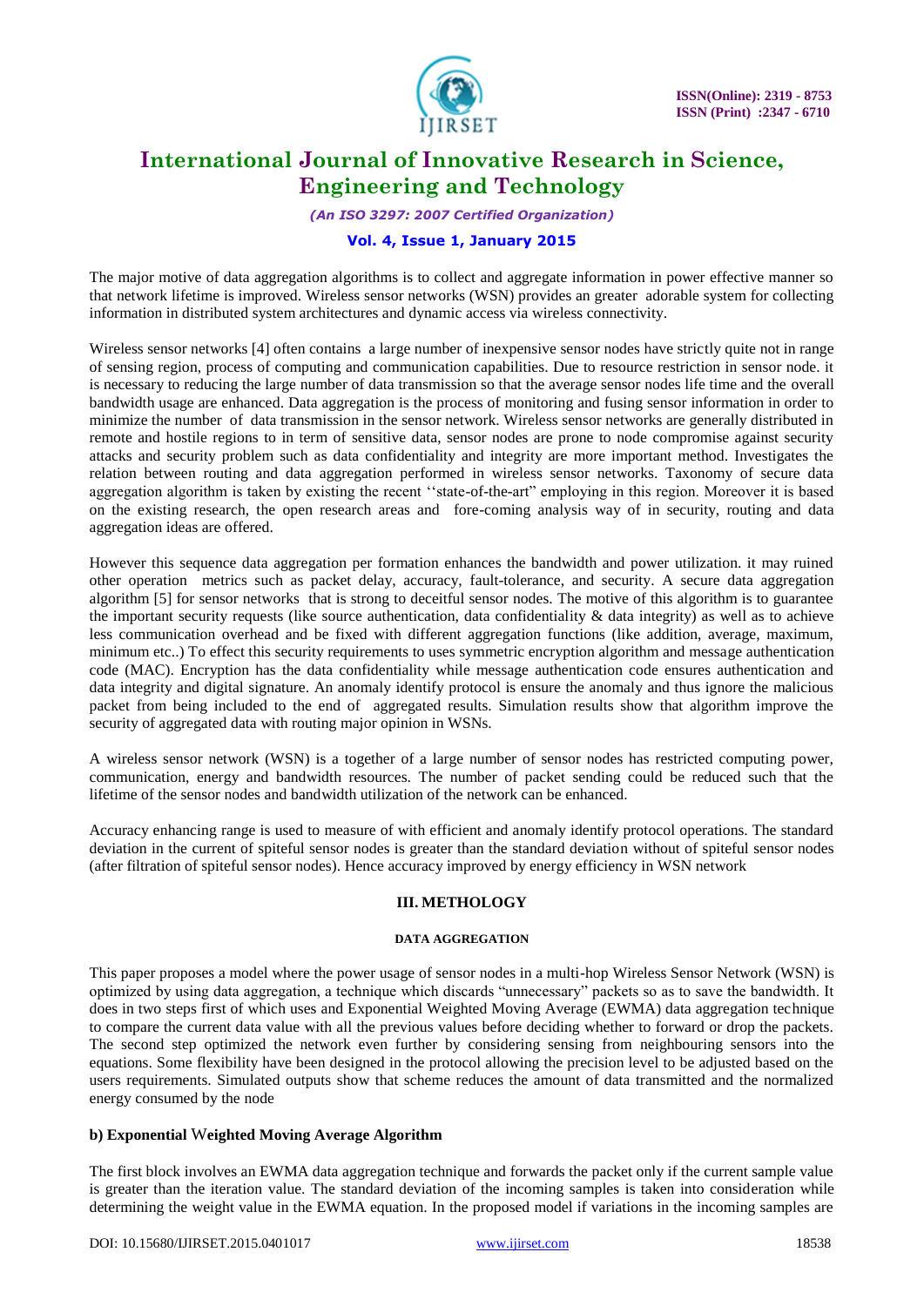The major motive of data aggregation algorithms is to collect and aggregate information in power effective manner so that network lifetime is improved. Wireless sensor networks (WSN) provides an greater adorable system for collecting information in distributed system architectures and dynamic access via wireless connectivity.

Wireless sensor networks [4] often contains a large number of inexpensive sensor nodes have strictly quite not in range of sensing region, process of computing and communication capabilities. Due to resource restriction in sensor node. it is necessary to reducing the large number of data transmission so that the average sensor nodes life time and the overall bandwidth usage are enhanced. Data aggregation is the process of monitoring and fusing sensor information in order to minimize the number of data transmission in the sensor network. Wireless sensor networks are generally distributed in remote and hostile regions to in term of sensitive data, sensor nodes are prone to node compromise against security attacks and security problem such as data confidentiality and integrity are more important method. Investigates the relation between routing and data aggregation performed in wireless sensor networks. Taxonomy of secure data aggregation algorithm is taken by existing the recent ''state-of-the-art" employing in this region. Moreover it is based on the existing research, the open research areas and fore-coming analysis way of in security, routing and data aggregation ideas are offered.

However this sequence data aggregation per formation enhances the bandwidth and power utilization. it may ruined other operation metrics such as packet delay, accuracy, fault-tolerance, and security. A secure data aggregation algorithm [5] for sensor networks that is strong to deceitful sensor nodes. The motive of this algorithm is to guarantee the important security requests (like source authentication, data confidentiality & data integrity) as well as to achieve less communication overhead and be fixed with different aggregation functions (like addition, average, maximum, minimum etc..) To effect this security requirements to uses symmetric encryption algorithm and message authentication code (MAC). Encryption has the data confidentiality while message authentication code ensures authentication and data integrity and digital signature. An anomaly identify protocol is ensure the anomaly and thus ignore the malicious packet from being included to the end of aggregated results. Simulation results show that algorithm improve the security of aggregated data with routing major opinion in WSNs.

A wireless sensor network (WSN) is a together of a large number of sensor nodes has restricted computing power, communication, energy and bandwidth resources. The number of packet sending could be reduced such that the lifetime of the sensor nodes and bandwidth utilization of the network can be enhanced.

Accuracy enhancing range is used to measure of with efficient and anomaly identify protocol operations. The standard deviation in the current of spiteful sensor nodes is greater than the standard deviation without of spiteful sensor nodes (after filtration of spiteful sensor nodes). Hence accuracy improved by energy efficiency in WSN network

## III. METHOLOGY

### DATA AGGREGATION

This paper proposes a model where the power usage of sensor nodes in a multi-hop Wireless Sensor Network (WSN) is optimized by using data aggregation, a technique which discards "unnecessary" packets so as to save the bandwidth. It does in two steps first of which uses and Exponential Weighted Moving Average (EWMA) data aggregation technique to compare the current data value with all the previous values before deciding whether to forward or drop the packets. The second step optimized the network even further by considering sensing from neighbouring sensors into the equations. Some flexibility have been designed in the protocol allowing the precision level to be adjusted based on the users requirements. Simulated outputs show that scheme reduces the amount of data transmitted and the normalized energy consumed by the node

**b) Exponential Weighted Moving Average Algorithm**

The first block involves an EWMA data aggregation technique and forwards the packet only if the current sample value is greater than the iteration value. The standard deviation of the incoming samples is taken into consideration while determining the weight value in the EWMA equation. In the proposed model if variations in the incoming samples are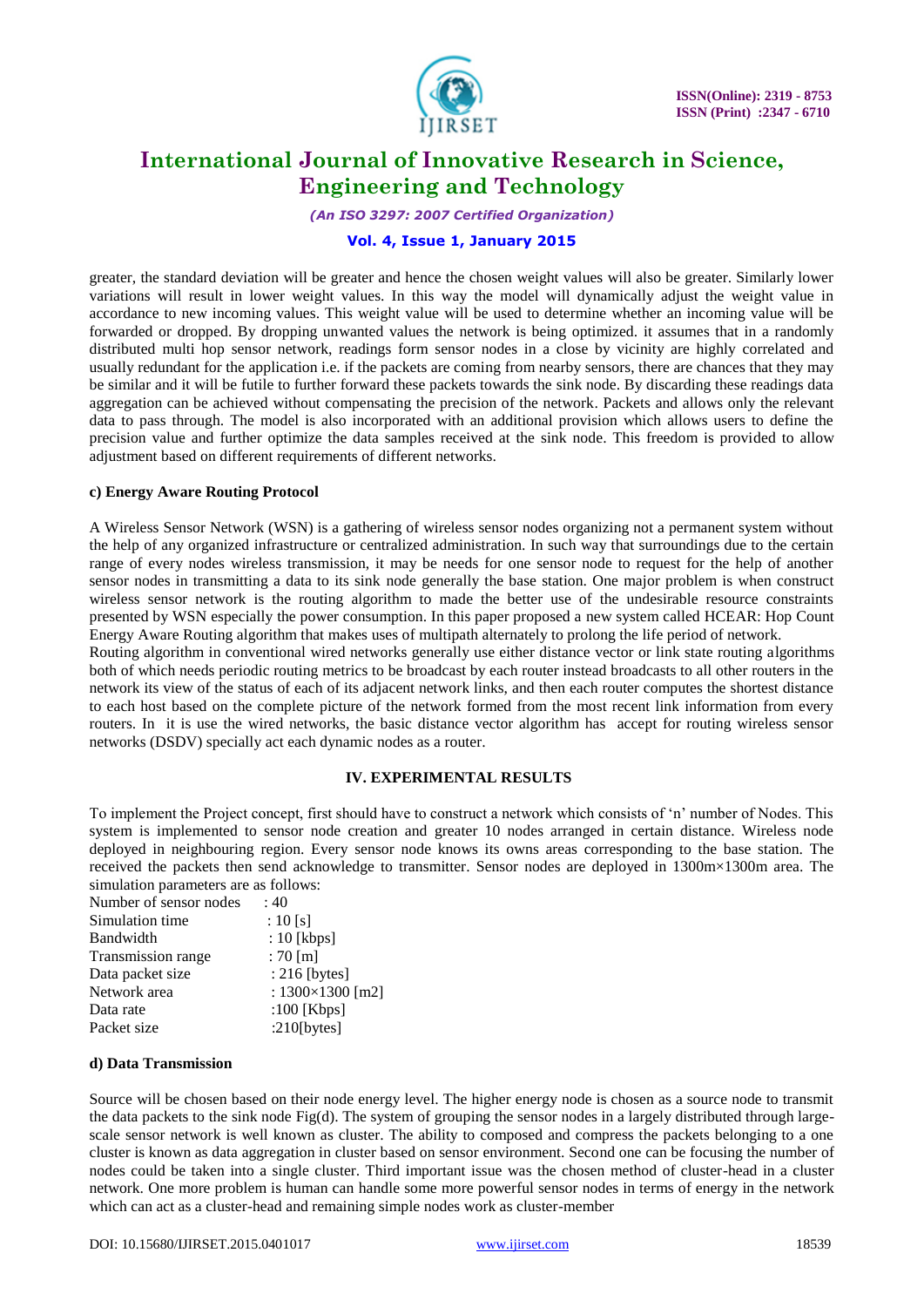greater, the standard deviation will be greater and hence the chosen weight values will also be greater. Similarly lower variations will result in lower weight values. In this way the model will dynamically adjust the weight value in accordance to new incoming values. This weight value will be used to determine whether an incoming value will be forwarded or dropped. By dropping unwanted values the network is being optimized. it assumes that in a randomly distributed multi hop sensor network, readings form sensor nodes in a close by vicinity are highly correlated and usually redundant for the application i.e. if the packets are coming from nearby sensors, there are chances that they may be similar and it will be futile to further forward these packets towards the sink node. By discarding these readings data aggregation can be achieved without compensating the precision of the network. Packets and allows only the relevant data to pass through. The model is also incorporated with an additional provision which allows users to define the precision value and further optimize the data samples received at the sink node. This freedom is provided to allow adjustment based on different requirements of different networks.

**c) Energy Aware Routing Protocol**

A Wireless Sensor Network (WSN) is a gathering of wireless sensor nodes organizing not a permanent system without the help of any organized infrastructure or centralized administration. In such way that surroundings due to the certain range of every nodes wireless transmission, it may be needs for one sensor node to request for the help of another sensor nodes in transmitting a data to its sink node generally the base station. One major problem is when construct wireless sensor network is the routing algorithm to made the better use of the undesirable resource constraints presented by WSN especially the power consumption. In this paper proposed a new system called HCEAR: Hop Count Energy Aware Routing algorithm that makes uses of multipath alternately to prolong the life period of network.

Routing algorithm in conventional wired networks generally use either distance vector or link state routing algorithms both of which needs periodic routing metrics to be broadcast by each router instead broadcasts to all other routers in the network its view of the status of each of its adjacent network links, and then each router computes the shortest distance to each host based on the complete picture of the network formed from the most recent link information from every routers. In it is use the wired networks, the basic distance vector algorithm has accept for routing wireless sensor networks (DSDV) specially act each dynamic nodes as a router.

## IV. EXPERIMENTAL RESULTS

To implement the Project concept, first should have to construct a network which consists of 'n' number of Nodes. This system is implemented to sensor node creation and greater 10 nodes arranged in certain distance. Wireless node deployed in neighbouring region. Every sensor node knows its owns areas corresponding to the base station. The received the packets then send acknowledge to transmitter. Sensor nodes are deployed in 1300m×1300m area. The simulation parameters are as follows:

| | |
|---|---|
| Number of sensor nodes | : 40 |
| Simulation time | : 10 [s] |
| Bandwidth | : 10 [kbps] |
| Transmission range | : 70 [m] |
| Data packet size | : 216 [bytes] |
| Network area | : 1300×1300 [m2] |
| Data rate | :100 [Kbps] |
| Packet size | :210[bytes] |

**d) Data Transmission**

Source will be chosen based on their node energy level. The higher energy node is chosen as a source node to transmit the data packets to the sink node Fig(d). The system of grouping the sensor nodes in a largely distributed through large-scale sensor network is well known as cluster. The ability to composed and compress the packets belonging to a one cluster is known as data aggregation in cluster based on sensor environment. Second one can be focusing the number of nodes could be taken into a single cluster. Third important issue was the chosen method of cluster-head in a cluster network. One more problem is human can handle some more powerful sensor nodes in terms of energy in the network which can act as a cluster-head and remaining simple nodes work as cluster-member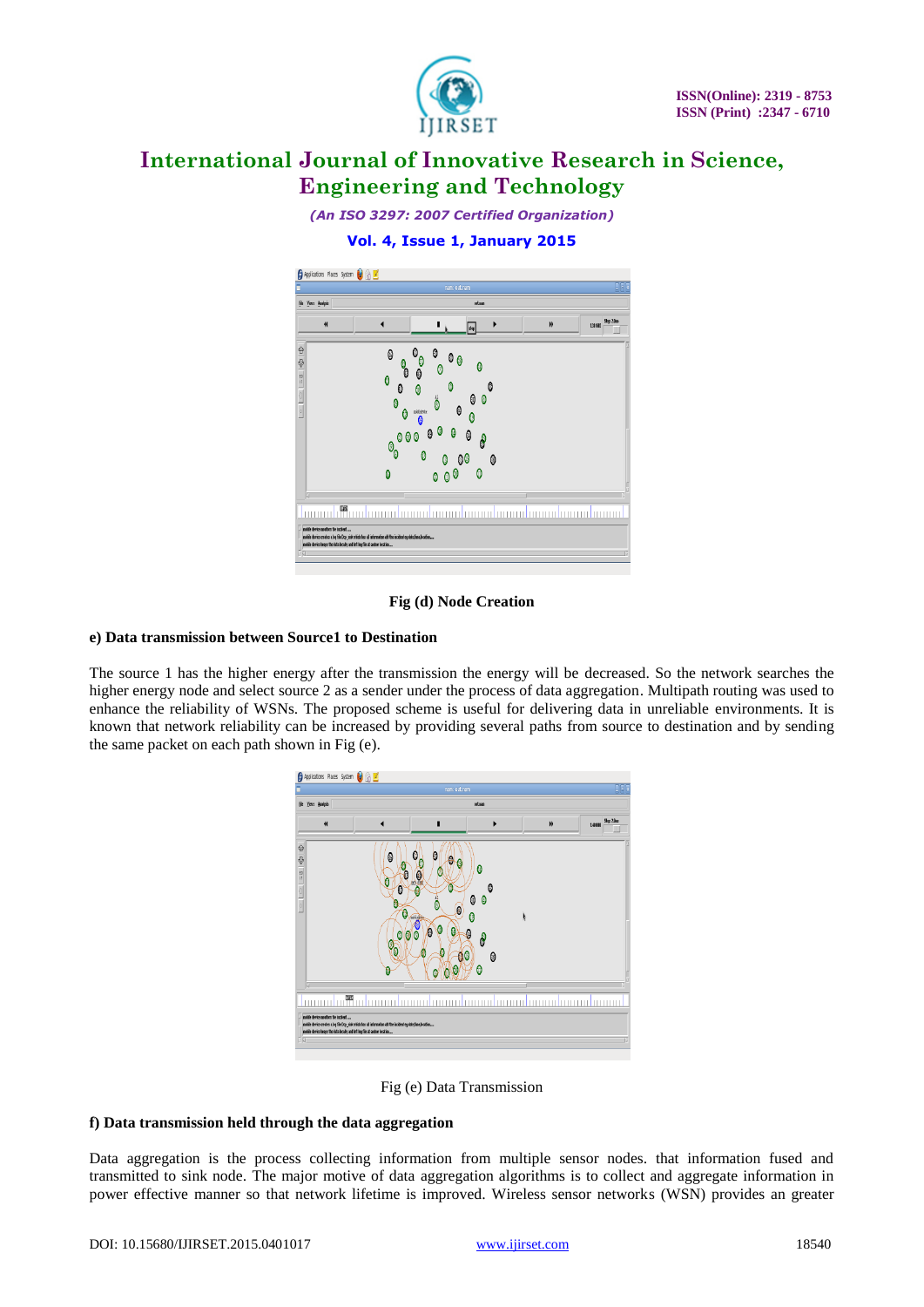Fig (d) Node Creation

**e) Data transmission between Source1 to Destination**

The source 1 has the higher energy after the transmission the energy will be decreased. So the network searches the higher energy node and select source 2 as a sender under the process of data aggregation. Multipath routing was used to enhance the reliability of WSNs. The proposed scheme is useful for delivering data in unreliable environments. It is known that network reliability can be increased by providing several paths from source to destination and by sending the same packet on each path shown in Fig (e).

Fig (e) Data Transmission

**f) Data transmission held through the data aggregation**

Data aggregation is the process collecting information from multiple sensor nodes. that information fused and transmitted to sink node. The major motive of data aggregation algorithms is to collect and aggregate information in power effective manner so that network lifetime is improved. Wireless sensor networks (WSN) provides an greater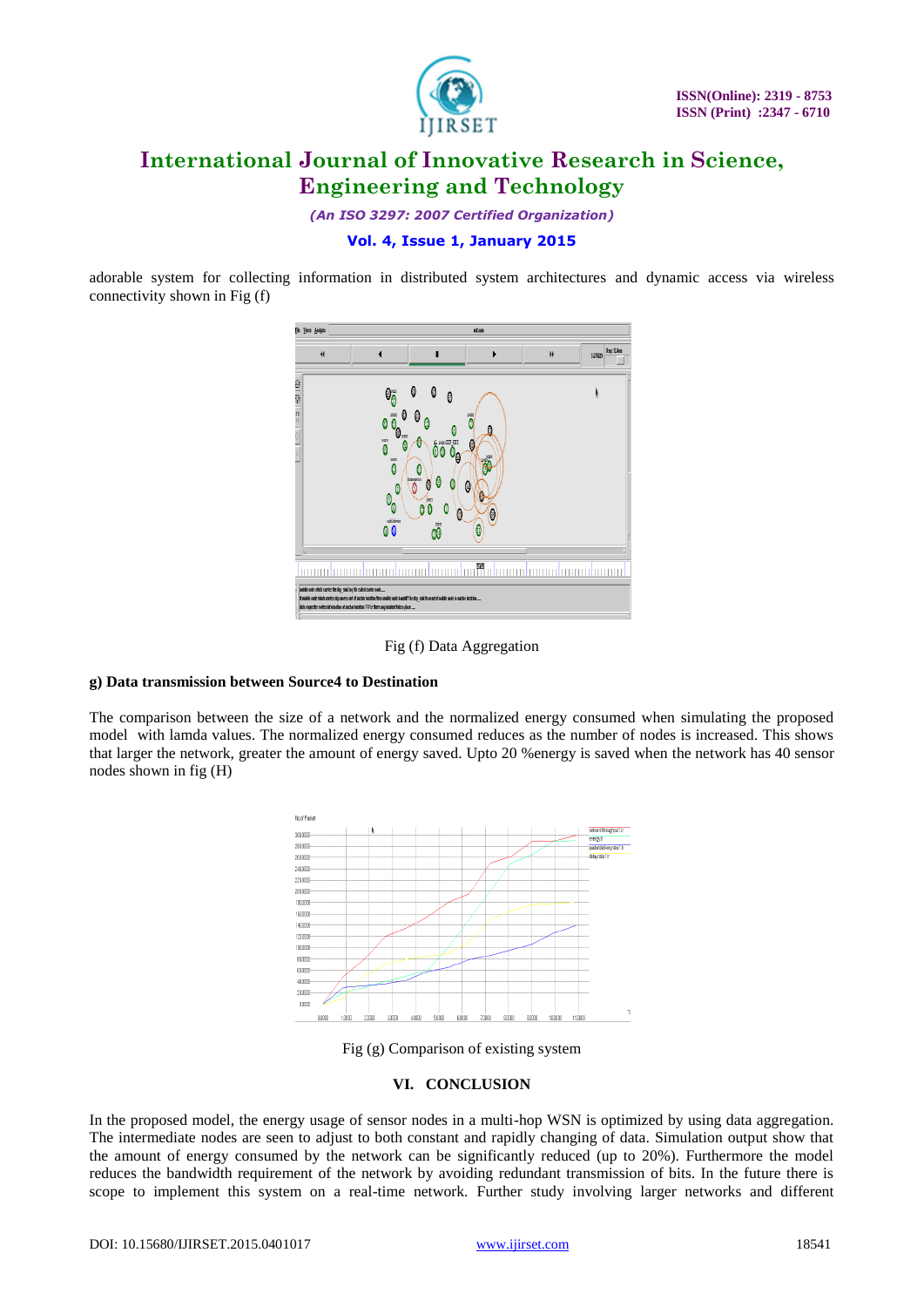adorable system for collecting information in distributed system architectures and dynamic access via wireless connectivity shown in Fig (f)

Fig (f) Data Aggregation

**g) Data transmission between Source4 to Destination**

The comparison between the size of a network and the normalized energy consumed when simulating the proposed model with lamda values. The normalized energy consumed reduces as the number of nodes is increased. This shows that larger the network, greater the amount of energy saved. Upto 20 %energy is saved when the network has 40 sensor nodes shown in fig (H)

Fig (g) Comparison of existing system

## VI. CONCLUSION

In the proposed model, the energy usage of sensor nodes in a multi-hop WSN is optimized by using data aggregation. The intermediate nodes are seen to adjust to both constant and rapidly changing of data. Simulation output show that the amount of energy consumed by the network can be significantly reduced (up to 20%). Furthermore the model reduces the bandwidth requirement of the network by avoiding redundant transmission of bits. In the future there is scope to implement this system on a real-time network. Further study involving larger networks and different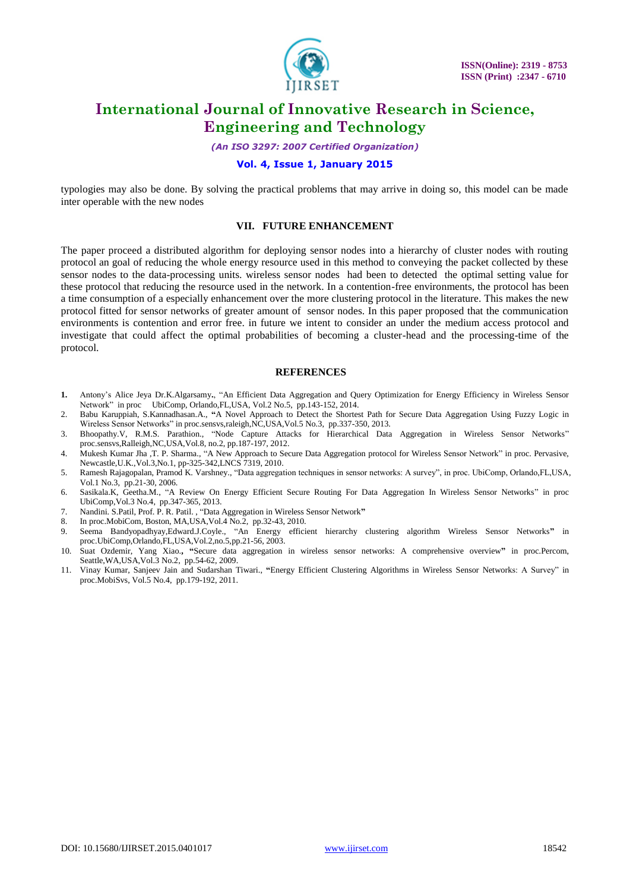typologies may also be done. By solving the practical problems that may arrive in doing so, this model can be made inter operable with the new nodes

## VII. FUTURE ENHANCEMENT

The paper proceed a distributed algorithm for deploying sensor nodes into a hierarchy of cluster nodes with routing protocol an goal of reducing the whole energy resource used in this method to conveying the packet collected by these sensor nodes to the data-processing units. wireless sensor nodes had been to detected the optimal setting value for these protocol that reducing the resource used in the network. In a contention-free environments, the protocol has been a time consumption of a especially enhancement over the more clustering protocol in the literature. This makes the new protocol fitted for sensor networks of greater amount of sensor nodes. In this paper proposed that the communication environments is contention and error free. in future we intent to consider an under the medium access protocol and investigate that could affect the optimal probabilities of becoming a cluster-head and the processing-time of the protocol.

## REFERENCES

1. Antony's Alice Jeya Dr.K.Algarsamy., "An Efficient Data Aggregation and Query Optimization for Energy Efficiency in Wireless Sensor Network" in proc UbiComp, Orlando,FL,USA, Vol.2 No.5, pp.143-152, 2014.
2. Babu Karuppiah, S.Kannadhasan.A., "A Novel Approach to Detect the Shortest Path for Secure Data Aggregation Using Fuzzy Logic in Wireless Sensor Networks" in proc.sensvs,raleigh,NC,USA,Vol.5 No.3, pp.337-350, 2013.
3. Bhoopathy.V, R.M.S. Parathion., "Node Capture Attacks for Hierarchical Data Aggregation in Wireless Sensor Networks" proc.sensvs,Ralleigh,NC,USA,Vol.8, no.2, pp.187-197, 2012.
4. Mukesh Kumar Jha ,T. P. Sharma., "A New Approach to Secure Data Aggregation protocol for Wireless Sensor Network" in proc. Pervasive, Newcastle,U.K.,Vol.3,No.1, pp-325-342,LNCS 7319, 2010.
5. Ramesh Rajagopalan, Pramod K. Varshney., "Data aggregation techniques in sensor networks: A survey", in proc. UbiComp, Orlando,FL,USA, Vol.1 No.3, pp.21-30, 2006.
6. Sasikala.K, Geetha.M., "A Review On Energy Efficient Secure Routing For Data Aggregation In Wireless Sensor Networks" in proc UbiComp,Vol.3 No.4, pp.347-365, 2013.
7. Nandini. S.Patil, Prof. P. R. Patil. , "Data Aggregation in Wireless Sensor Network"
8. In proc.MobiCom, Boston, MA,USA,Vol.4 No.2, pp.32-43, 2010.
9. Seema Bandyopadhyay,Edward.J.Coyle., "An Energy efficient hierarchy clustering algorithm Wireless Sensor Networks" in proc.UbiComp,Orlando,FL,USA,Vol.2,no.5,pp.21-56, 2003.
10. Suat Ozdemir, Yang Xiao., "Secure data aggregation in wireless sensor networks: A comprehensive overview" in proc.Percom, Seattle,WA,USA,Vol.3 No.2, pp.54-62, 2009.
11. Vinay Kumar, Sanjeev Jain and Sudarshan Tiwari., "Energy Efficient Clustering Algorithms in Wireless Sensor Networks: A Survey" in proc.MobiSvs, Vol.5 No.4, pp.179-192, 2011.